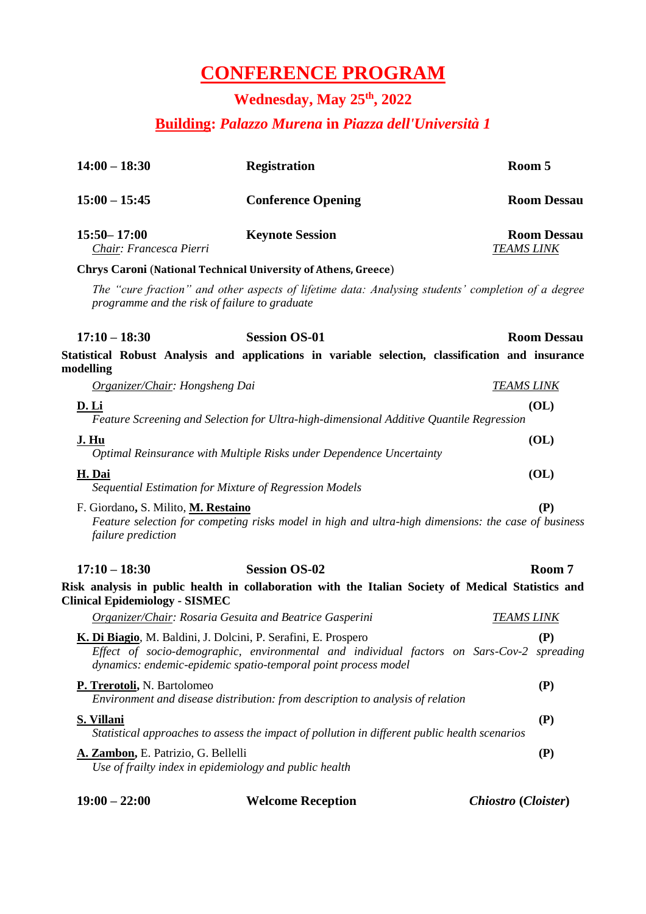# CONFERENCE PROGRAM

## Wednesday, May 25th, 2022

## Building: *Palazzo Murena* in *Piazza dell'Università 1*

**14:00 – 18:30** **Registration** **Room 5**

**15:00 – 15:45** **Conference Opening** **Room Dessau**

**15:50– 17:00** **Keynote Session** **Room Dessau**
*Chair: Francesca Pierri* *TEAMS LINK*

**Chrys Caroni** (**National Technical University of Athens, Greece**)

*The "cure fraction" and other aspects of lifetime data: Analysing students' completion of a degree programme and the risk of failure to graduate*

**17:10 – 18:30** **Session OS-01** **Room Dessau**

**Statistical Robust Analysis and applications in variable selection, classification and insurance modelling**

*Organizer/Chair: Hongsheng Dai* *TEAMS LINK*

**D. Li** **(OL)**
*Feature Screening and Selection for Ultra-high-dimensional Additive Quantile Regression*

**J. Hu** **(OL)**
*Optimal Reinsurance with Multiple Risks under Dependence Uncertainty*

**H. Dai** **(OL)**
*Sequential Estimation for Mixture of Regression Models*

F. Giordano, S. Milito, **M. Restaino** **(P)**
*Feature selection for competing risks model in high and ultra-high dimensions: the case of business failure prediction*

**17:10 – 18:30** **Session OS-02** **Room 7**

**Risk analysis in public health in collaboration with the Italian Society of Medical Statistics and Clinical Epidemiology - SISMEC**

*Organizer/Chair: Rosaria Gesuita and Beatrice Gasperini* *TEAMS LINK*

**K. Di Biagio**, M. Baldini, J. Dolcini, P. Serafini, E. Prospero **(P)**
*Effect of socio-demographic, environmental and individual factors on Sars-Cov-2 spreading dynamics: endemic-epidemic spatio-temporal point process model*

**P. Trerotoli,** N. Bartolomeo **(P)**
*Environment and disease distribution: from description to analysis of relation*

**S. Villani** **(P)**
*Statistical approaches to assess the impact of pollution in different public health scenarios*

**A. Zambon,** E. Patrizio, G. Bellelli **(P)**
*Use of frailty index in epidemiology and public health*

**19:00 – 22:00** **Welcome Reception** ***Chiostro* (*Cloister*)**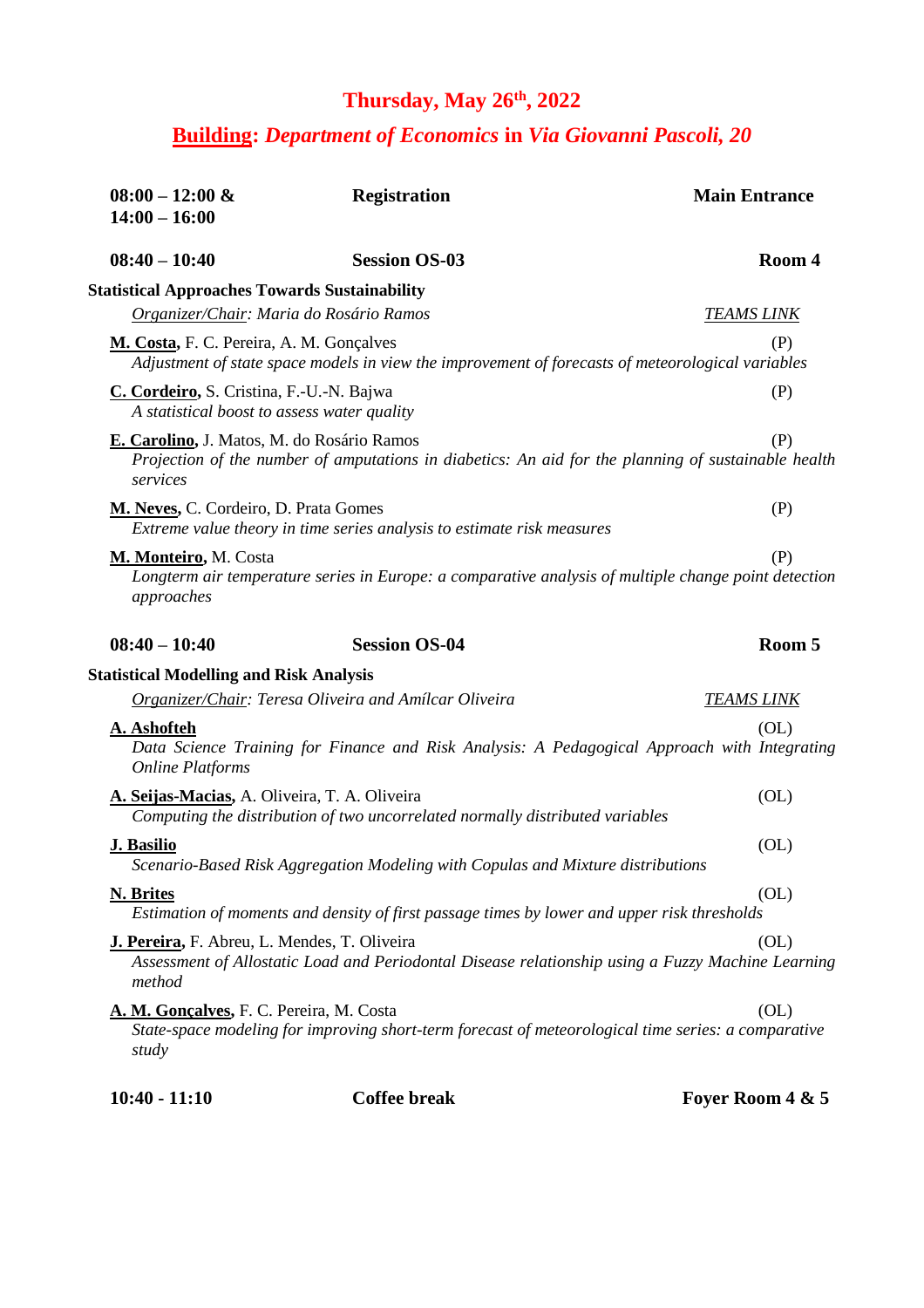## Thursday, May 26th, 2022

## Building: *Department of Economics* in *Via Giovanni Pascoli, 20*

**08:00 – 12:00 & 14:00 – 16:00** — **Registration** — **Main Entrance**

**08:40 – 10:40** — **Session OS-03** — **Room 4**

**Statistical Approaches Towards Sustainability**

*Organizer/Chair: Maria do Rosário Ramos* — *TEAMS LINK*

**M. Costa,** F. C. Pereira, A. M. Gonçalves (P)
*Adjustment of state space models in view the improvement of forecasts of meteorological variables*

**C. Cordeiro,** S. Cristina, F.-U.-N. Bajwa (P)
*A statistical boost to assess water quality*

**E. Carolino,** J. Matos, M. do Rosário Ramos (P)
*Projection of the number of amputations in diabetics: An aid for the planning of sustainable health services*

**M. Neves,** C. Cordeiro, D. Prata Gomes (P)
*Extreme value theory in time series analysis to estimate risk measures*

**M. Monteiro,** M. Costa (P)
*Longterm air temperature series in Europe: a comparative analysis of multiple change point detection approaches*

**08:40 – 10:40** — **Session OS-04** — **Room 5**

**Statistical Modelling and Risk Analysis**

*Organizer/Chair: Teresa Oliveira and Amílcar Oliveira* — *TEAMS LINK*

**A. Ashofteh** (OL)
*Data Science Training for Finance and Risk Analysis: A Pedagogical Approach with Integrating Online Platforms*

**A. Seijas-Macias,** A. Oliveira, T. A. Oliveira (OL)
*Computing the distribution of two uncorrelated normally distributed variables*

**J. Basilio** (OL)
*Scenario-Based Risk Aggregation Modeling with Copulas and Mixture distributions*

**N. Brites** (OL)
*Estimation of moments and density of first passage times by lower and upper risk thresholds*

**J. Pereira,** F. Abreu, L. Mendes, T. Oliveira (OL)
*Assessment of Allostatic Load and Periodontal Disease relationship using a Fuzzy Machine Learning method*

**A. M. Gonçalves,** F. C. Pereira, M. Costa (OL)
*State-space modeling for improving short-term forecast of meteorological time series: a comparative study*

**10:40 - 11:10** — **Coffee break** — **Foyer Room 4 & 5**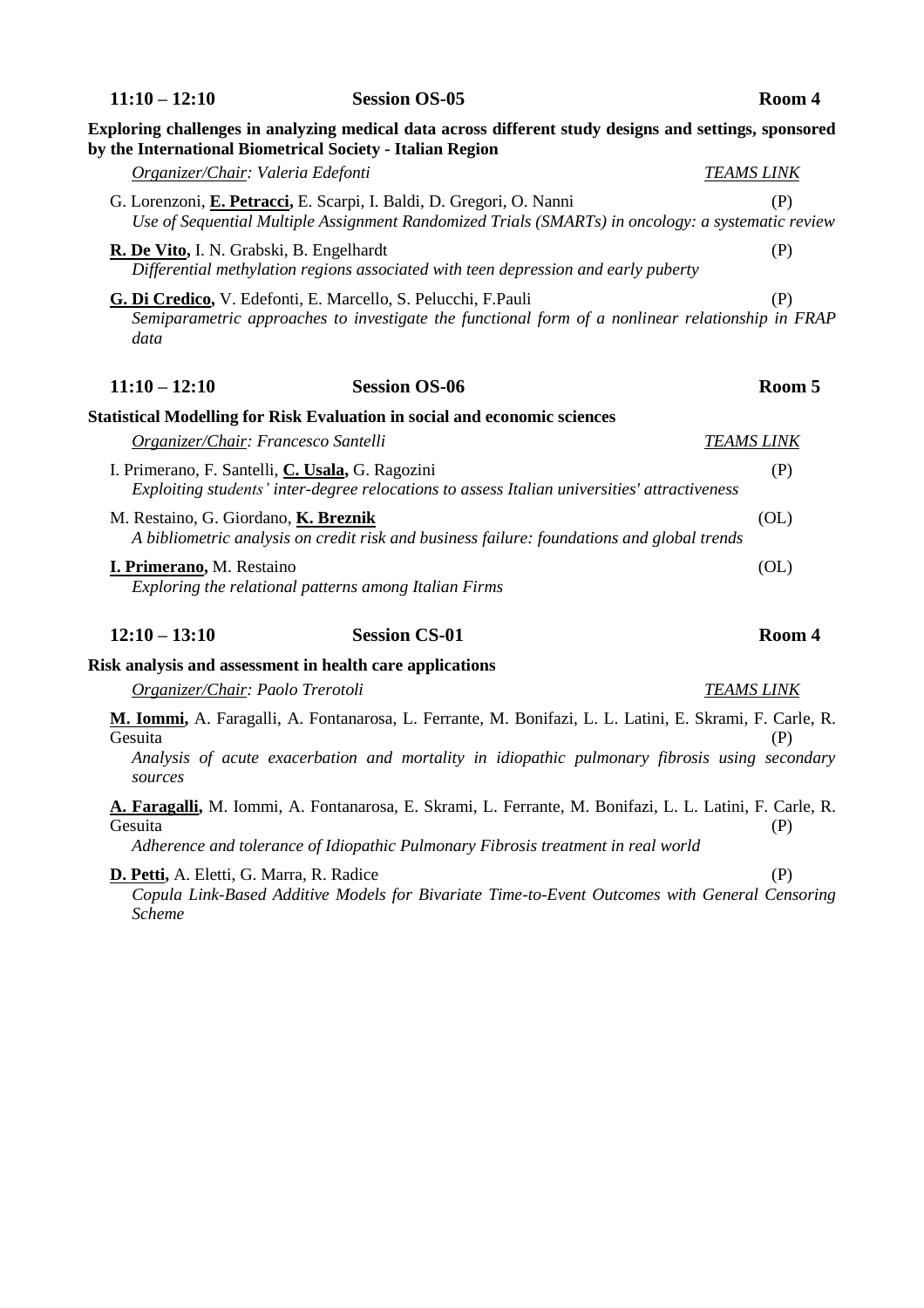**11:10 – 12:10** **Session OS-05** **Room 4**

**Exploring challenges in analyzing medical data across different study designs and settings, sponsored by the International Biometrical Society - Italian Region**

*Organizer/Chair: Valeria Edefonti* *TEAMS LINK*

G. Lorenzoni, **E. Petracci,** E. Scarpi, I. Baldi, D. Gregori, O. Nanni (P)
*Use of Sequential Multiple Assignment Randomized Trials (SMARTs) in oncology: a systematic review*

**R. De Vito,** I. N. Grabski, B. Engelhardt (P)
*Differential methylation regions associated with teen depression and early puberty*

**G. Di Credico,** V. Edefonti, E. Marcello, S. Pelucchi, F.Pauli (P)
*Semiparametric approaches to investigate the functional form of a nonlinear relationship in FRAP data*

**11:10 – 12:10** **Session OS-06** **Room 5**

**Statistical Modelling for Risk Evaluation in social and economic sciences**

*Organizer/Chair: Francesco Santelli* *TEAMS LINK*

I. Primerano, F. Santelli, **C. Usala,** G. Ragozini (P)
*Exploiting students' inter-degree relocations to assess Italian universities' attractiveness*

M. Restaino, G. Giordano, **K. Breznik** (OL)
*A bibliometric analysis on credit risk and business failure: foundations and global trends*

**I. Primerano,** M. Restaino (OL)
*Exploring the relational patterns among Italian Firms*

**12:10 – 13:10** **Session CS-01** **Room 4**

**Risk analysis and assessment in health care applications**

*Organizer/Chair: Paolo Trerotoli* *TEAMS LINK*

**M. Iommi,** A. Faragalli, A. Fontanarosa, L. Ferrante, M. Bonifazi, L. L. Latini, E. Skrami, F. Carle, R. Gesuita (P)
*Analysis of acute exacerbation and mortality in idiopathic pulmonary fibrosis using secondary sources*

**A. Faragalli,** M. Iommi, A. Fontanarosa, E. Skrami, L. Ferrante, M. Bonifazi, L. L. Latini, F. Carle, R. Gesuita (P)
*Adherence and tolerance of Idiopathic Pulmonary Fibrosis treatment in real world*

**D. Petti,** A. Eletti, G. Marra, R. Radice (P)
*Copula Link-Based Additive Models for Bivariate Time-to-Event Outcomes with General Censoring Scheme*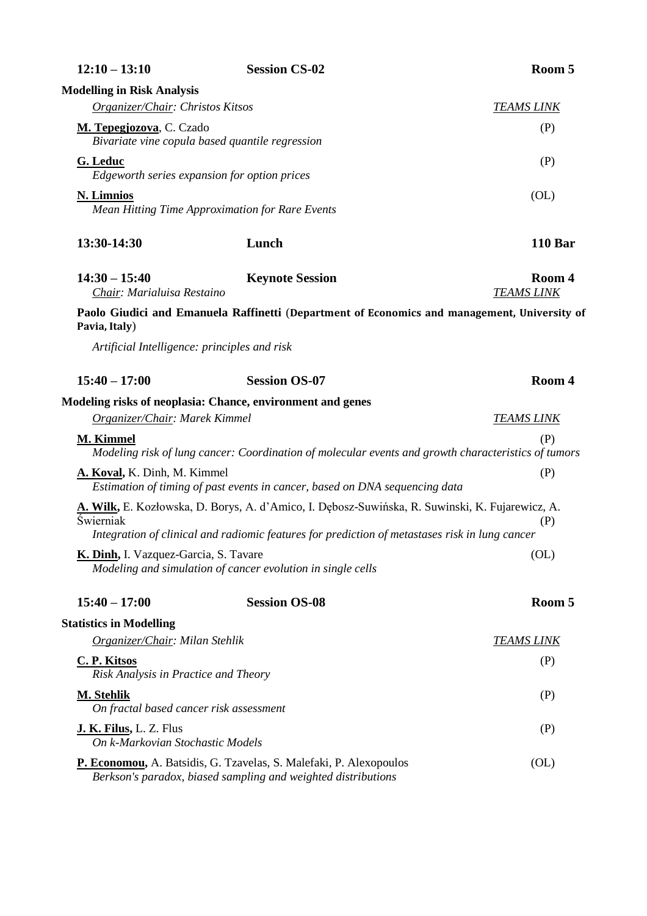**12:10 – 13:10** **Session CS-02** **Room 5**

**Modelling in Risk Analysis**

*Organizer/Chair: Christos Kitsos* *TEAMS LINK*

**M. Tepegjozova**, C. Czado (P)
*Bivariate vine copula based quantile regression*

**G. Leduc** (P)
*Edgeworth series expansion for option prices*

**N. Limnios** (OL)
*Mean Hitting Time Approximation for Rare Events*

**13:30-14:30** **Lunch** **110 Bar**

**14:30 – 15:40** **Keynote Session** **Room 4**
*Chair: Marialuisa Restaino* *TEAMS LINK*

**Paolo Giudici and Emanuela Raffinetti** (**Department of Economics and management, University of Pavia, Italy**)

*Artificial Intelligence: principles and risk*

**15:40 – 17:00** **Session OS-07** **Room 4**

**Modeling risks of neoplasia: Chance, environment and genes**

*Organizer/Chair: Marek Kimmel* *TEAMS LINK*

**M. Kimmel** (P)
*Modeling risk of lung cancer: Coordination of molecular events and growth characteristics of tumors*

**A. Koval,** K. Dinh, M. Kimmel (P)
*Estimation of timing of past events in cancer, based on DNA sequencing data*

**A. Wilk,** E. Kozłowska, D. Borys, A. d'Amico, I. Dębosz-Suwińska, R. Suwinski, K. Fujarewicz, A. Świerniak (P)
*Integration of clinical and radiomic features for prediction of metastases risk in lung cancer*

**K. Dinh,** I. Vazquez-Garcia, S. Tavare (OL)
*Modeling and simulation of cancer evolution in single cells*

**15:40 – 17:00** **Session OS-08** **Room 5**

**Statistics in Modelling**

*Organizer/Chair: Milan Stehlik* *TEAMS LINK*

**C. P. Kitsos** (P)
*Risk Analysis in Practice and Theory*

**M. Stehlik** (P)
*On fractal based cancer risk assessment*

**J. K. Filus,** L. Z. Flus (P)
*On k-Markovian Stochastic Models*

**P. Economou,** A. Batsidis, G. Tzavelas, S. Malefaki, P. Alexopoulos (OL)
*Berkson's paradox, biased sampling and weighted distributions*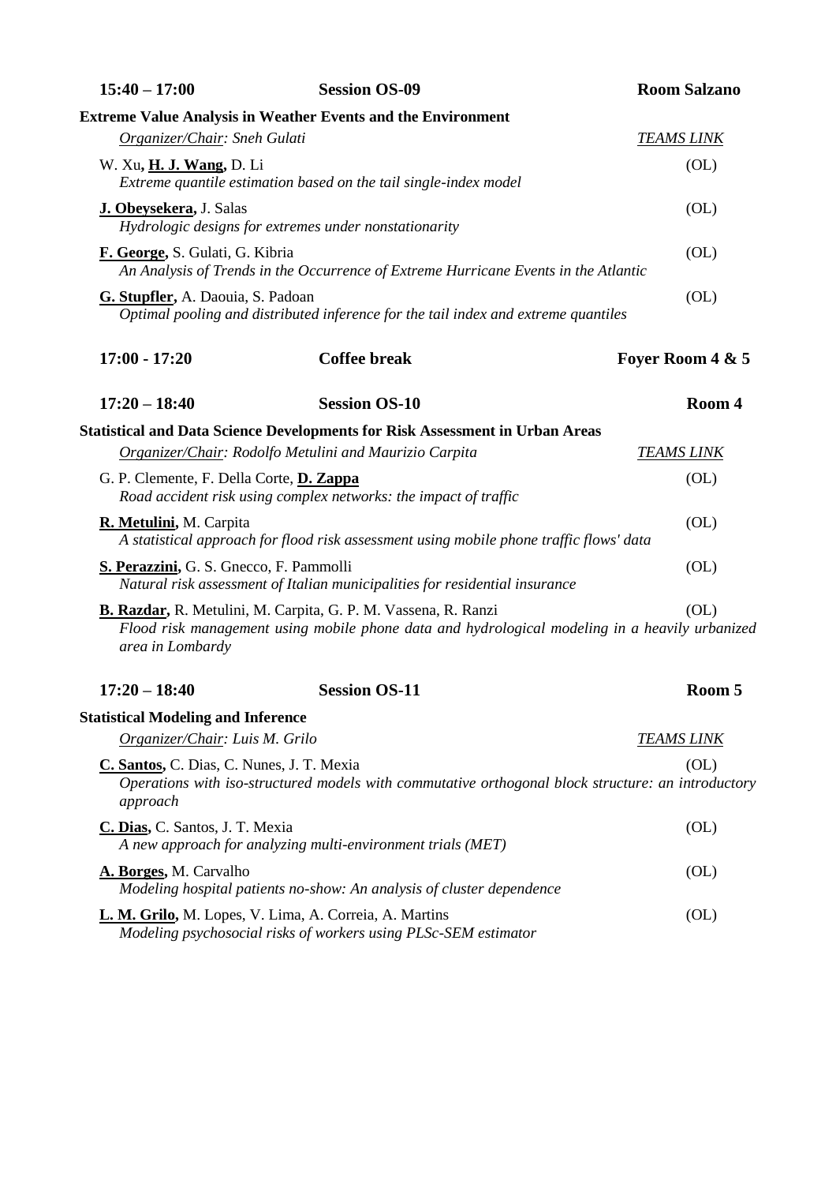**15:40 – 17:00** **Session OS-09** **Room Salzano**

**Extreme Value Analysis in Weather Events and the Environment**

*Organizer/Chair: Sneh Gulati* *TEAMS LINK*

W. Xu, **H. J. Wang**, D. Li (OL)
*Extreme quantile estimation based on the tail single-index model*

**J. Obeysekera**, J. Salas (OL)
*Hydrologic designs for extremes under nonstationarity*

**F. George**, S. Gulati, G. Kibria (OL)
*An Analysis of Trends in the Occurrence of Extreme Hurricane Events in the Atlantic*

**G. Stupfler**, A. Daouia, S. Padoan (OL)
*Optimal pooling and distributed inference for the tail index and extreme quantiles*

**17:00 - 17:20** **Coffee break** **Foyer Room 4 & 5**

**17:20 – 18:40** **Session OS-10** **Room 4**

**Statistical and Data Science Developments for Risk Assessment in Urban Areas**

*Organizer/Chair: Rodolfo Metulini and Maurizio Carpita* *TEAMS LINK*

G. P. Clemente, F. Della Corte, **D. Zappa** (OL)
*Road accident risk using complex networks: the impact of traffic*

**R. Metulini**, M. Carpita (OL)
*A statistical approach for flood risk assessment using mobile phone traffic flows' data*

**S. Perazzini**, G. S. Gnecco, F. Pammolli (OL)
*Natural risk assessment of Italian municipalities for residential insurance*

**B. Razdar**, R. Metulini, M. Carpita, G. P. M. Vassena, R. Ranzi (OL)
*Flood risk management using mobile phone data and hydrological modeling in a heavily urbanized area in Lombardy*

**17:20 – 18:40** **Session OS-11** **Room 5**

**Statistical Modeling and Inference**

*Organizer/Chair: Luis M. Grilo* *TEAMS LINK*

**C. Santos**, C. Dias, C. Nunes, J. T. Mexia (OL)
*Operations with iso-structured models with commutative orthogonal block structure: an introductory approach*

**C. Dias**, C. Santos, J. T. Mexia (OL)
*A new approach for analyzing multi-environment trials (MET)*

**A. Borges**, M. Carvalho (OL)
*Modeling hospital patients no-show: An analysis of cluster dependence*

**L. M. Grilo**, M. Lopes, V. Lima, A. Correia, A. Martins (OL)
*Modeling psychosocial risks of workers using PLSc-SEM estimator*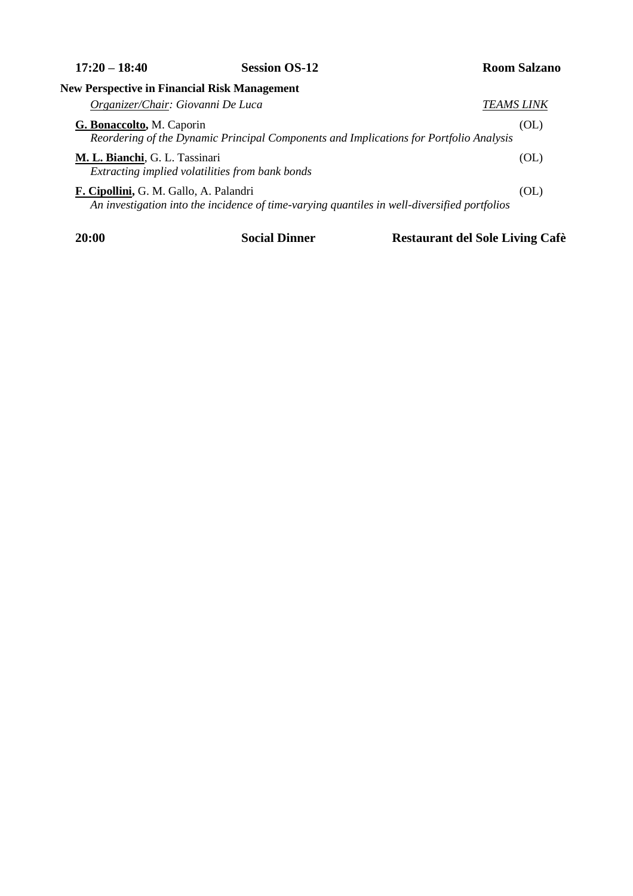**17:20 – 18:40** **Session OS-12** **Room Salzano**

**New Perspective in Financial Risk Management**

*Organizer/Chair: Giovanni De Luca* *TEAMS LINK*

**G. Bonaccolto,** M. Caporin (OL)
*Reordering of the Dynamic Principal Components and Implications for Portfolio Analysis*

**M. L. Bianchi**, G. L. Tassinari (OL)
*Extracting implied volatilities from bank bonds*

**F. Cipollini,** G. M. Gallo, A. Palandri (OL)
*An investigation into the incidence of time-varying quantiles in well-diversified portfolios*

**20:00** **Social Dinner** **Restaurant del Sole Living Cafè**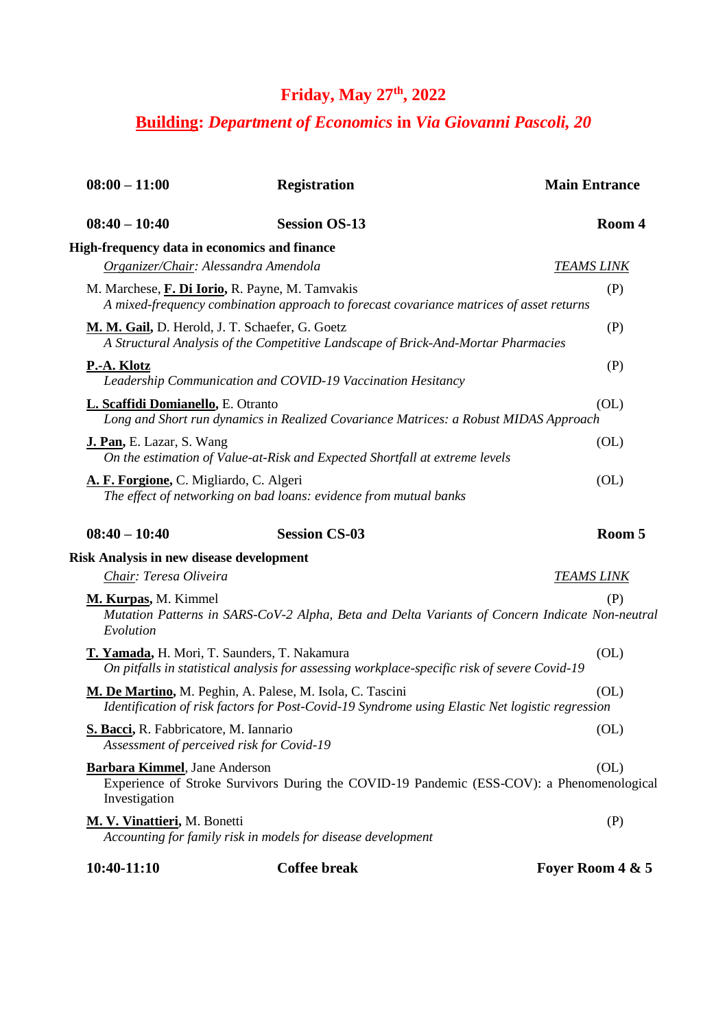# Friday, May 27th, 2022

## **Building**: *Department of Economics* in *Via Giovanni Pascoli, 20*

**08:00 – 11:00** **Registration** **Main Entrance**

**08:40 – 10:40** **Session OS-13** **Room 4**

**High-frequency data in economics and finance**

*Organizer/Chair: Alessandra Amendola* *TEAMS LINK*

M. Marchese, **F. Di Iorio**, R. Payne, M. Tamvakis (P)
*A mixed-frequency combination approach to forecast covariance matrices of asset returns*

**M. M. Gail**, D. Herold, J. T. Schaefer, G. Goetz (P)
*A Structural Analysis of the Competitive Landscape of Brick-And-Mortar Pharmacies*

**P.-A. Klotz** (P)
*Leadership Communication and COVID-19 Vaccination Hesitancy*

**L. Scaffidi Domianello**, E. Otranto (OL)
*Long and Short run dynamics in Realized Covariance Matrices: a Robust MIDAS Approach*

**J. Pan**, E. Lazar, S. Wang (OL)
*On the estimation of Value-at-Risk and Expected Shortfall at extreme levels*

**A. F. Forgione**, C. Migliardo, C. Algeri (OL)
*The effect of networking on bad loans: evidence from mutual banks*

**08:40 – 10:40** **Session CS-03** **Room 5**

**Risk Analysis in new disease development**

*Chair: Teresa Oliveira* *TEAMS LINK*

**M. Kurpas**, M. Kimmel (P)
*Mutation Patterns in SARS-CoV-2 Alpha, Beta and Delta Variants of Concern Indicate Non-neutral Evolution*

**T. Yamada**, H. Mori, T. Saunders, T. Nakamura (OL)
*On pitfalls in statistical analysis for assessing workplace-specific risk of severe Covid-19*

**M. De Martino**, M. Peghin, A. Palese, M. Isola, C. Tascini (OL)
*Identification of risk factors for Post-Covid-19 Syndrome using Elastic Net logistic regression*

**S. Bacci**, R. Fabbricatore, M. Iannario (OL)
*Assessment of perceived risk for Covid-19*

**Barbara Kimmel**, Jane Anderson (OL)
Experience of Stroke Survivors During the COVID-19 Pandemic (ESS-COV): a Phenomenological Investigation

**M. V. Vinattieri**, M. Bonetti (P)
*Accounting for family risk in models for disease development*

**10:40-11:10** **Coffee break** **Foyer Room 4 & 5**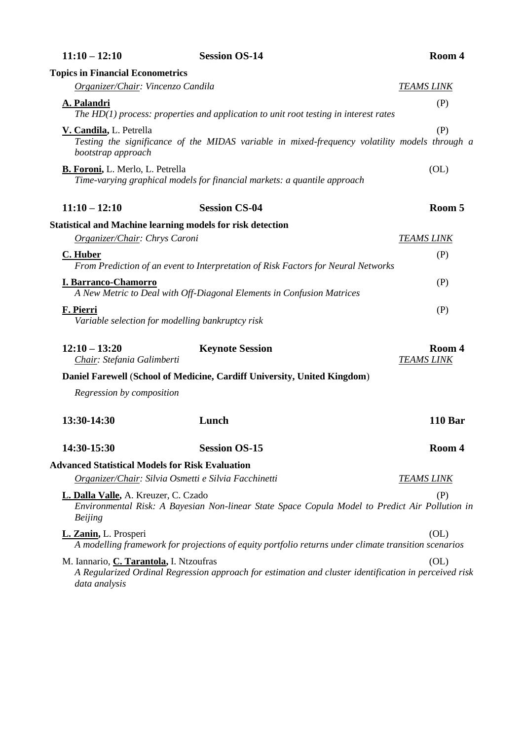**11:10 – 12:10** **Session OS-14** **Room 4**

**Topics in Financial Econometrics**

*Organizer/Chair: Vincenzo Candila* *TEAMS LINK*

**A. Palandri** (P)
*The HD(1) process: properties and application to unit root testing in interest rates*

**V. Candila,** L. Petrella (P)
*Testing the significance of the MIDAS variable in mixed-frequency volatility models through a bootstrap approach*

**B. Foroni,** L. Merlo, L. Petrella (OL)
*Time-varying graphical models for financial markets: a quantile approach*

**11:10 – 12:10** **Session CS-04** **Room 5**

**Statistical and Machine learning models for risk detection**

*Organizer/Chair: Chrys Caroni* *TEAMS LINK*

**C. Huber** (P)
*From Prediction of an event to Interpretation of Risk Factors for Neural Networks*

**I. Barranco-Chamorro** (P)
*A New Metric to Deal with Off-Diagonal Elements in Confusion Matrices*

**F. Pierri** (P)
*Variable selection for modelling bankruptcy risk*

**12:10 – 13:20** **Keynote Session** **Room 4**
*Chair: Stefania Galimberti* *TEAMS LINK*

**Daniel Farewell** (**School of Medicine, Cardiff University, United Kingdom**)

*Regression by composition*

**13:30-14:30** **Lunch** **110 Bar**

**14:30-15:30** **Session OS-15** **Room 4**

**Advanced Statistical Models for Risk Evaluation**

*Organizer/Chair: Silvia Osmetti e Silvia Facchinetti* *TEAMS LINK*

**L. Dalla Valle,** A. Kreuzer, C. Czado (P)
*Environmental Risk: A Bayesian Non-linear State Space Copula Model to Predict Air Pollution in Beijing*

**L. Zanin,** L. Prosperi (OL)
*A modelling framework for projections of equity portfolio returns under climate transition scenarios*

M. Iannario, **C. Tarantola,** I. Ntzoufras (OL)
*A Regularized Ordinal Regression approach for estimation and cluster identification in perceived risk data analysis*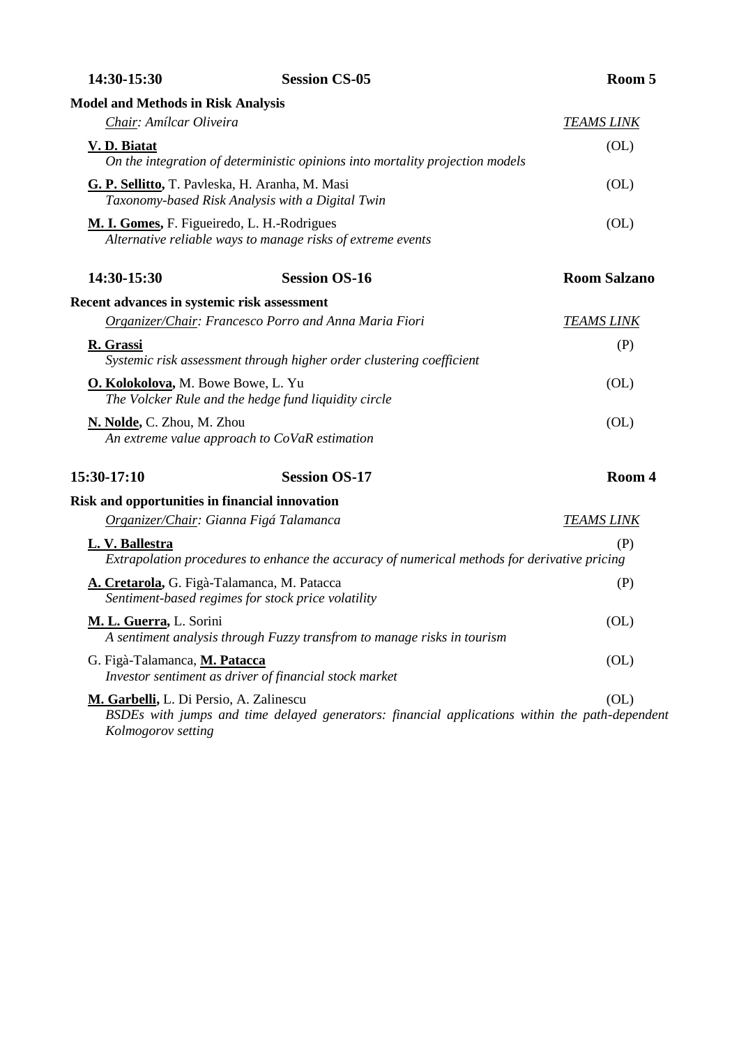**14:30-15:30** **Session CS-05** **Room 5**

**Model and Methods in Risk Analysis**

*Chair: Amílcar Oliveira* *TEAMS LINK*

**V. D. Biatat** (OL)
*On the integration of deterministic opinions into mortality projection models*

**G. P. Sellitto,** T. Pavleska, H. Aranha, M. Masi (OL)
*Taxonomy-based Risk Analysis with a Digital Twin*

**M. I. Gomes,** F. Figueiredo, L. H.-Rodrigues (OL)
*Alternative reliable ways to manage risks of extreme events*

**14:30-15:30** **Session OS-16** **Room Salzano**

**Recent advances in systemic risk assessment**

*Organizer/Chair: Francesco Porro and Anna Maria Fiori* *TEAMS LINK*

**R. Grassi** (P)
*Systemic risk assessment through higher order clustering coefficient*

**O. Kolokolova,** M. Bowe Bowe, L. Yu (OL)
*The Volcker Rule and the hedge fund liquidity circle*

**N. Nolde,** C. Zhou, M. Zhou (OL)
*An extreme value approach to CoVaR estimation*

**15:30-17:10** **Session OS-17** **Room 4**

**Risk and opportunities in financial innovation**

*Organizer/Chair: Gianna Figá Talamanca* *TEAMS LINK*

**L. V. Ballestra** (P)
*Extrapolation procedures to enhance the accuracy of numerical methods for derivative pricing*

**A. Cretarola,** G. Figà-Talamanca, M. Patacca (P)
*Sentiment-based regimes for stock price volatility*

**M. L. Guerra,** L. Sorini (OL)
*A sentiment analysis through Fuzzy transfrom to manage risks in tourism*

G. Figà-Talamanca, **M. Patacca** (OL)
*Investor sentiment as driver of financial stock market*

**M. Garbelli,** L. Di Persio, A. Zalinescu (OL)
*BSDEs with jumps and time delayed generators: financial applications within the path-dependent Kolmogorov setting*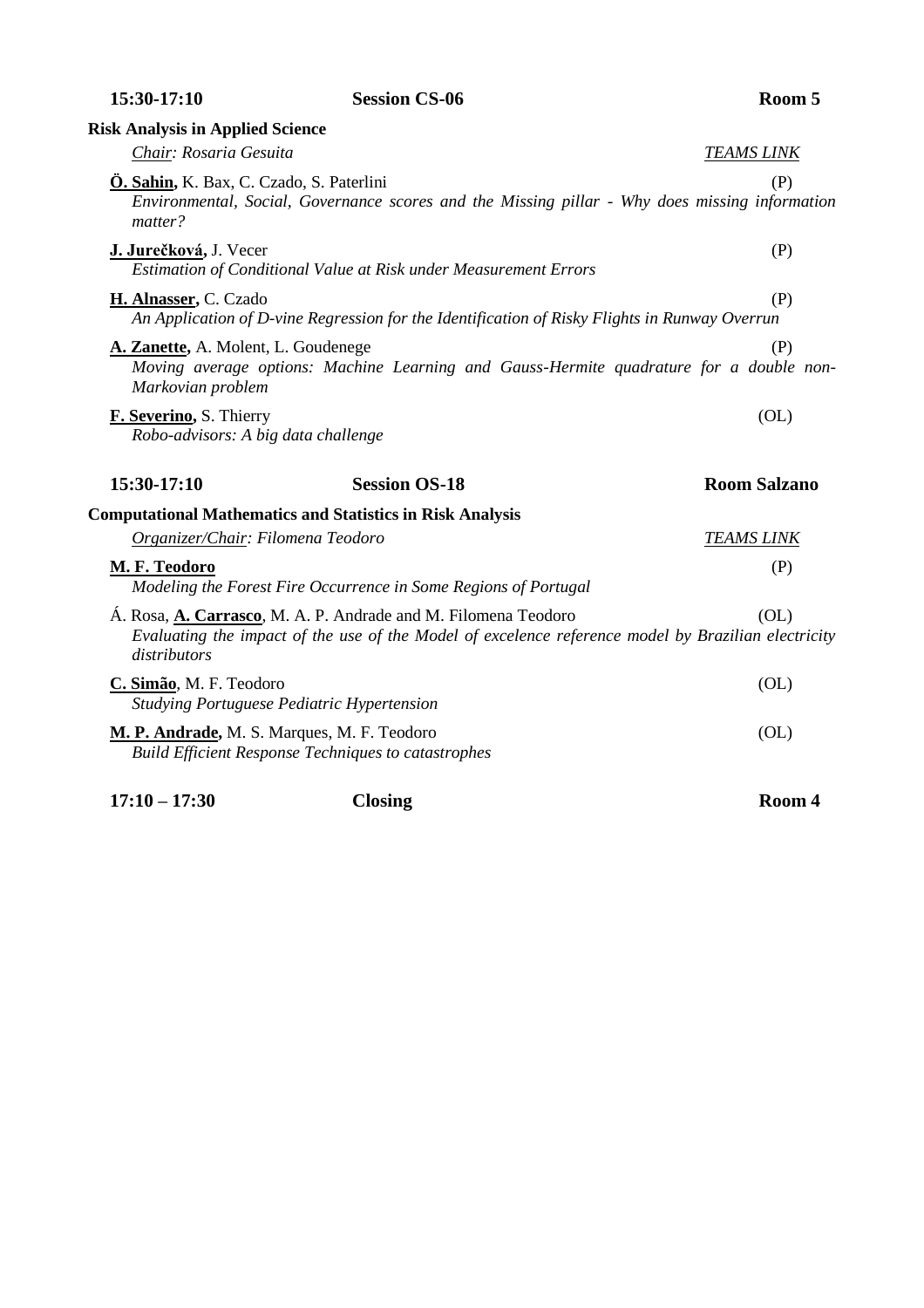**15:30-17:10** **Session CS-06** **Room 5**

**Risk Analysis in Applied Science**

*Chair: Rosaria Gesuita* *TEAMS LINK*

**Ö. Sahin,** K. Bax, C. Czado, S. Paterlini (P)
*Environmental, Social, Governance scores and the Missing pillar - Why does missing information matter?*

**J. Jurečková,** J. Vecer (P)
*Estimation of Conditional Value at Risk under Measurement Errors*

**H. Alnasser,** C. Czado (P)
*An Application of D-vine Regression for the Identification of Risky Flights in Runway Overrun*

**A. Zanette,** A. Molent, L. Goudenege (P)
*Moving average options: Machine Learning and Gauss-Hermite quadrature for a double non-Markovian problem*

**F. Severino,** S. Thierry (OL)
*Robo-advisors: A big data challenge*

**15:30-17:10** **Session OS-18** **Room Salzano**

**Computational Mathematics and Statistics in Risk Analysis**

*Organizer/Chair: Filomena Teodoro* *TEAMS LINK*

**M. F. Teodoro** (P)
*Modeling the Forest Fire Occurrence in Some Regions of Portugal*

Á. Rosa, **A. Carrasco**, M. A. P. Andrade and M. Filomena Teodoro (OL)
*Evaluating the impact of the use of the Model of excelence reference model by Brazilian electricity distributors*

**C. Simão**, M. F. Teodoro (OL)
*Studying Portuguese Pediatric Hypertension*

**M. P. Andrade,** M. S. Marques, M. F. Teodoro (OL)
*Build Efficient Response Techniques to catastrophes*

**17:10 – 17:30** **Closing** **Room 4**